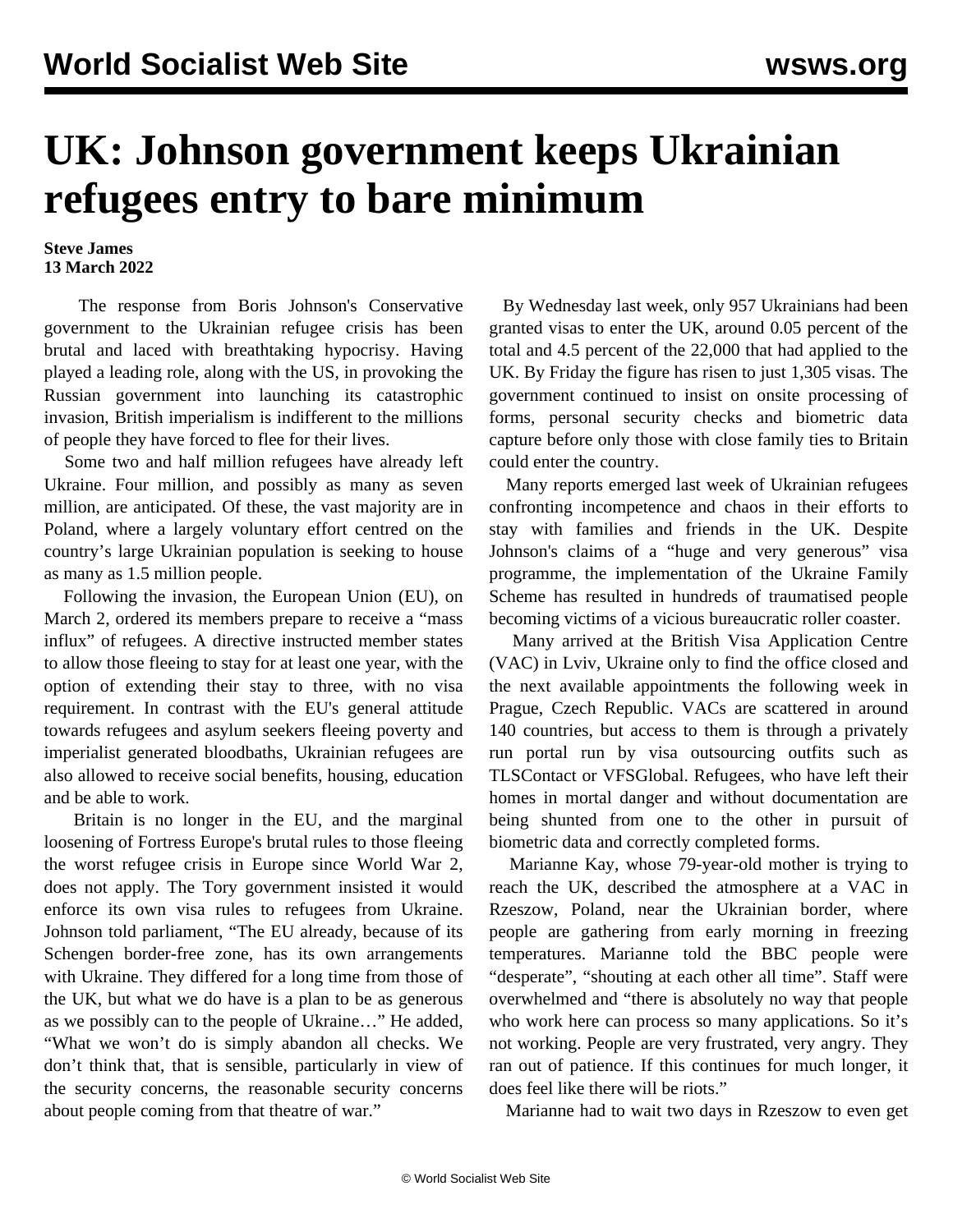# UK: Johnson government keeps Ukrainian refugees entry to bare minimum

**Steve James**
**13 March 2022**

The response from Boris Johnson's Conservative government to the Ukrainian refugee crisis has been brutal and laced with breathtaking hypocrisy. Having played a leading role, along with the US, in provoking the Russian government into launching its catastrophic invasion, British imperialism is indifferent to the millions of people they have forced to flee for their lives.

Some two and half million refugees have already left Ukraine. Four million, and possibly as many as seven million, are anticipated. Of these, the vast majority are in Poland, where a largely voluntary effort centred on the country's large Ukrainian population is seeking to house as many as 1.5 million people.

Following the invasion, the European Union (EU), on March 2, ordered its members prepare to receive a "mass influx" of refugees. A directive instructed member states to allow those fleeing to stay for at least one year, with the option of extending their stay to three, with no visa requirement. In contrast with the EU's general attitude towards refugees and asylum seekers fleeing poverty and imperialist generated bloodbaths, Ukrainian refugees are also allowed to receive social benefits, housing, education and be able to work.

Britain is no longer in the EU, and the marginal loosening of Fortress Europe's brutal rules to those fleeing the worst refugee crisis in Europe since World War 2, does not apply. The Tory government insisted it would enforce its own visa rules to refugees from Ukraine. Johnson told parliament, "The EU already, because of its Schengen border-free zone, has its own arrangements with Ukraine. They differed for a long time from those of the UK, but what we do have is a plan to be as generous as we possibly can to the people of Ukraine…" He added, "What we won't do is simply abandon all checks. We don't think that, that is sensible, particularly in view of the security concerns, the reasonable security concerns about people coming from that theatre of war."

By Wednesday last week, only 957 Ukrainians had been granted visas to enter the UK, around 0.05 percent of the total and 4.5 percent of the 22,000 that had applied to the UK. By Friday the figure has risen to just 1,305 visas. The government continued to insist on onsite processing of forms, personal security checks and biometric data capture before only those with close family ties to Britain could enter the country.

Many reports emerged last week of Ukrainian refugees confronting incompetence and chaos in their efforts to stay with families and friends in the UK. Despite Johnson's claims of a "huge and very generous" visa programme, the implementation of the Ukraine Family Scheme has resulted in hundreds of traumatised people becoming victims of a vicious bureaucratic roller coaster.

Many arrived at the British Visa Application Centre (VAC) in Lviv, Ukraine only to find the office closed and the next available appointments the following week in Prague, Czech Republic. VACs are scattered in around 140 countries, but access to them is through a privately run portal run by visa outsourcing outfits such as TLSContact or VFSGlobal. Refugees, who have left their homes in mortal danger and without documentation are being shunted from one to the other in pursuit of biometric data and correctly completed forms.

Marianne Kay, whose 79-year-old mother is trying to reach the UK, described the atmosphere at a VAC in Rzeszow, Poland, near the Ukrainian border, where people are gathering from early morning in freezing temperatures. Marianne told the BBC people were "desperate", "shouting at each other all time". Staff were overwhelmed and "there is absolutely no way that people who work here can process so many applications. So it's not working. People are very frustrated, very angry. They ran out of patience. If this continues for much longer, it does feel like there will be riots."

Marianne had to wait two days in Rzeszow to even get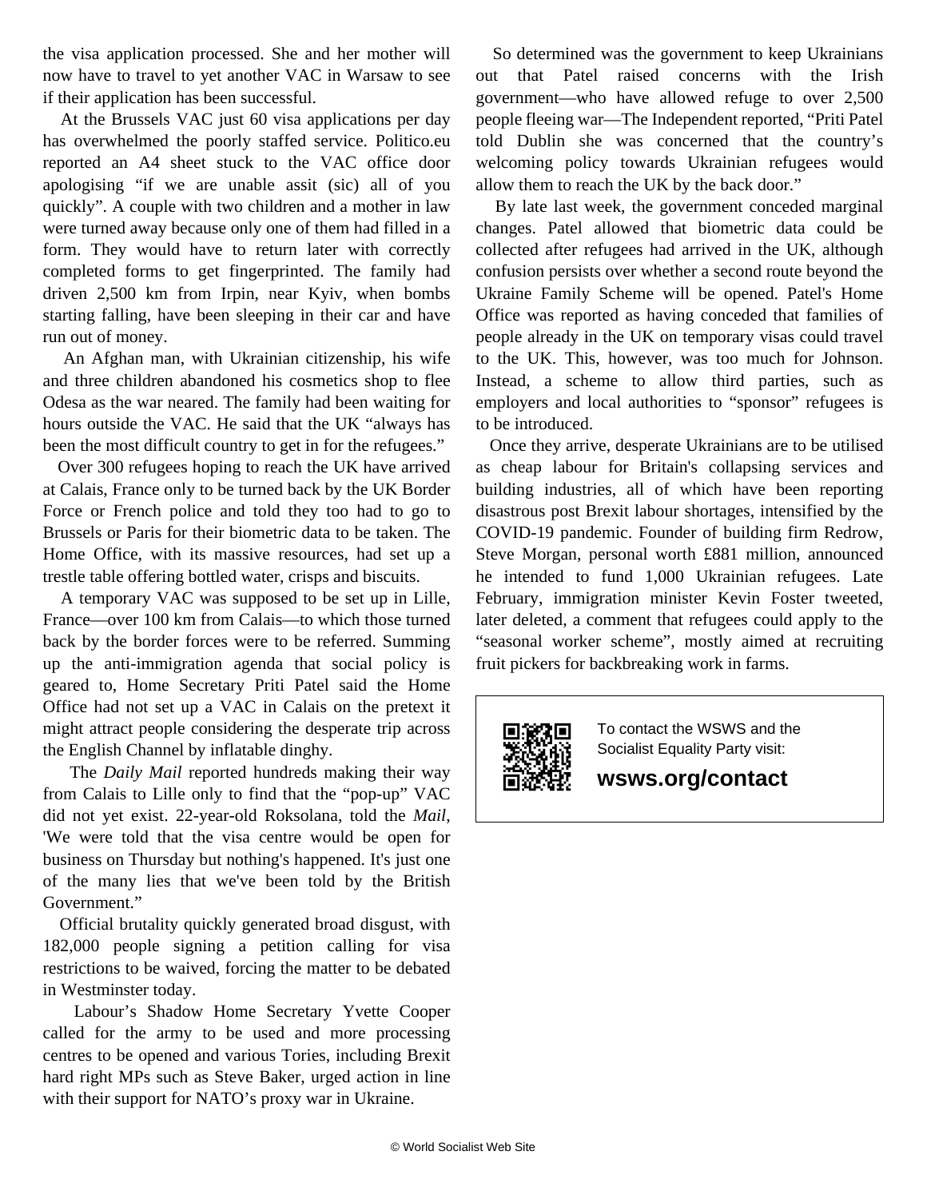the visa application processed. She and her mother will now have to travel to yet another VAC in Warsaw to see if their application has been successful.

At the Brussels VAC just 60 visa applications per day has overwhelmed the poorly staffed service. Politico.eu reported an A4 sheet stuck to the VAC office door apologising "if we are unable assit (sic) all of you quickly". A couple with two children and a mother in law were turned away because only one of them had filled in a form. They would have to return later with correctly completed forms to get fingerprinted. The family had driven 2,500 km from Irpin, near Kyiv, when bombs starting falling, have been sleeping in their car and have run out of money.

An Afghan man, with Ukrainian citizenship, his wife and three children abandoned his cosmetics shop to flee Odesa as the war neared. The family had been waiting for hours outside the VAC. He said that the UK "always has been the most difficult country to get in for the refugees."

Over 300 refugees hoping to reach the UK have arrived at Calais, France only to be turned back by the UK Border Force or French police and told they too had to go to Brussels or Paris for their biometric data to be taken. The Home Office, with its massive resources, had set up a trestle table offering bottled water, crisps and biscuits.

A temporary VAC was supposed to be set up in Lille, France—over 100 km from Calais—to which those turned back by the border forces were to be referred. Summing up the anti-immigration agenda that social policy is geared to, Home Secretary Priti Patel said the Home Office had not set up a VAC in Calais on the pretext it might attract people considering the desperate trip across the English Channel by inflatable dinghy.

The *Daily Mail* reported hundreds making their way from Calais to Lille only to find that the "pop-up" VAC did not yet exist. 22-year-old Roksolana, told the *Mail*, 'We were told that the visa centre would be open for business on Thursday but nothing's happened. It's just one of the many lies that we've been told by the British Government."

Official brutality quickly generated broad disgust, with 182,000 people signing a petition calling for visa restrictions to be waived, forcing the matter to be debated in Westminster today.

Labour's Shadow Home Secretary Yvette Cooper called for the army to be used and more processing centres to be opened and various Tories, including Brexit hard right MPs such as Steve Baker, urged action in line with their support for NATO's proxy war in Ukraine.

So determined was the government to keep Ukrainians out that Patel raised concerns with the Irish government—who have allowed refuge to over 2,500 people fleeing war—The Independent reported, "Priti Patel told Dublin she was concerned that the country's welcoming policy towards Ukrainian refugees would allow them to reach the UK by the back door."

By late last week, the government conceded marginal changes. Patel allowed that biometric data could be collected after refugees had arrived in the UK, although confusion persists over whether a second route beyond the Ukraine Family Scheme will be opened. Patel's Home Office was reported as having conceded that families of people already in the UK on temporary visas could travel to the UK. This, however, was too much for Johnson. Instead, a scheme to allow third parties, such as employers and local authorities to "sponsor" refugees is to be introduced.

Once they arrive, desperate Ukrainians are to be utilised as cheap labour for Britain's collapsing services and building industries, all of which have been reporting disastrous post Brexit labour shortages, intensified by the COVID-19 pandemic. Founder of building firm Redrow, Steve Morgan, personal worth £881 million, announced he intended to fund 1,000 Ukrainian refugees. Late February, immigration minister Kevin Foster tweeted, later deleted, a comment that refugees could apply to the "seasonal worker scheme", mostly aimed at recruiting fruit pickers for backbreaking work in farms.

To contact the WSWS and the Socialist Equality Party visit:

**wsws.org/contact**